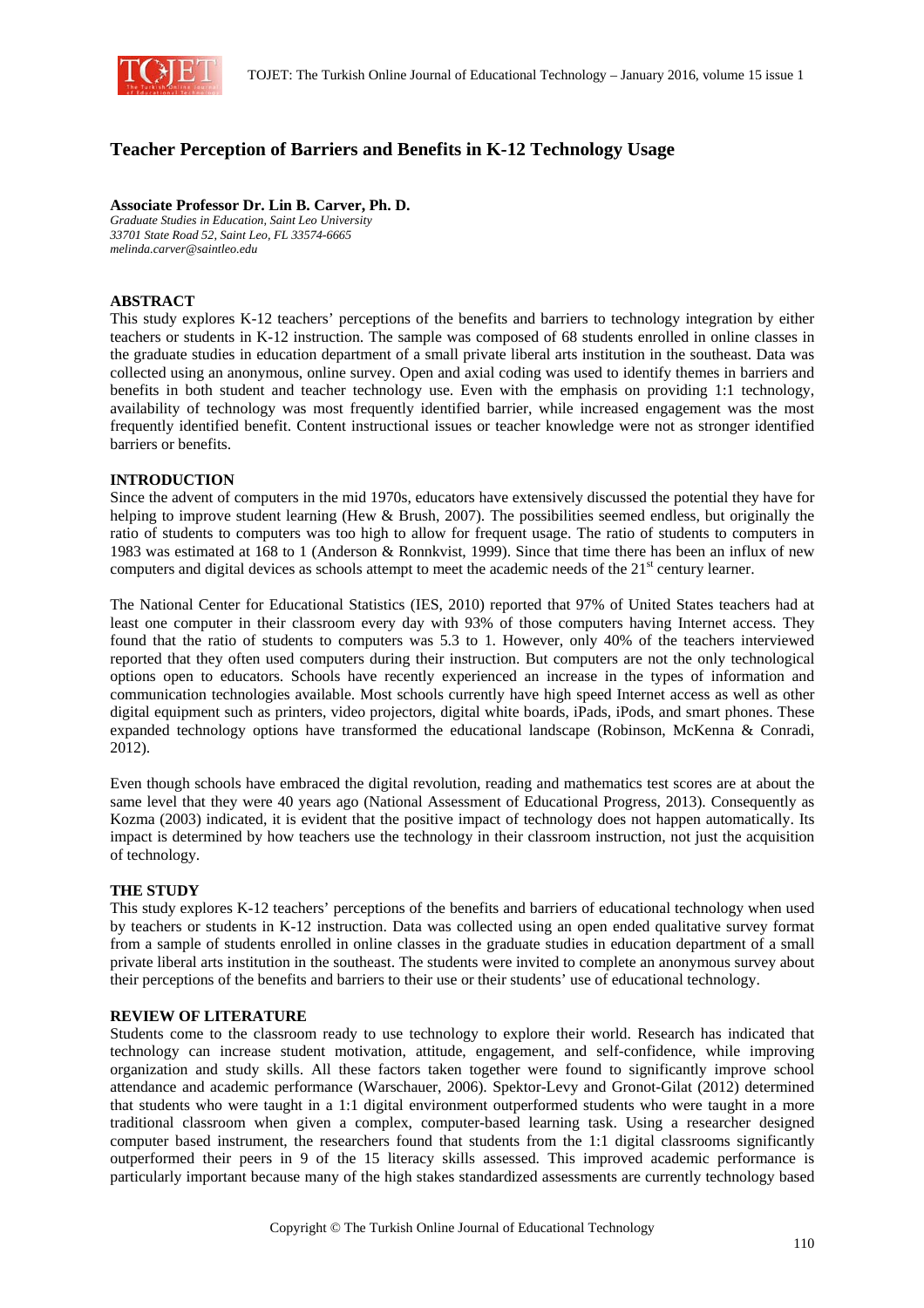# Teacher Perception of Barriers and Benefits in K-12 Technology Usage

**Associate Professor Dr. Lin B. Carver, Ph. D.**
*Graduate Studies in Education, Saint Leo University*
*33701 State Road 52, Saint Leo, FL 33574-6665*
*melinda.carver@saintleo.edu*

## ABSTRACT

This study explores K-12 teachers' perceptions of the benefits and barriers to technology integration by either teachers or students in K-12 instruction. The sample was composed of 68 students enrolled in online classes in the graduate studies in education department of a small private liberal arts institution in the southeast. Data was collected using an anonymous, online survey. Open and axial coding was used to identify themes in barriers and benefits in both student and teacher technology use. Even with the emphasis on providing 1:1 technology, availability of technology was most frequently identified barrier, while increased engagement was the most frequently identified benefit. Content instructional issues or teacher knowledge were not as stronger identified barriers or benefits.

## INTRODUCTION

Since the advent of computers in the mid 1970s, educators have extensively discussed the potential they have for helping to improve student learning (Hew & Brush, 2007). The possibilities seemed endless, but originally the ratio of students to computers was too high to allow for frequent usage. The ratio of students to computers in 1983 was estimated at 168 to 1 (Anderson & Ronnkvist, 1999). Since that time there has been an influx of new computers and digital devices as schools attempt to meet the academic needs of the 21st century learner.

The National Center for Educational Statistics (IES, 2010) reported that 97% of United States teachers had at least one computer in their classroom every day with 93% of those computers having Internet access. They found that the ratio of students to computers was 5.3 to 1. However, only 40% of the teachers interviewed reported that they often used computers during their instruction. But computers are not the only technological options open to educators. Schools have recently experienced an increase in the types of information and communication technologies available. Most schools currently have high speed Internet access as well as other digital equipment such as printers, video projectors, digital white boards, iPads, iPods, and smart phones. These expanded technology options have transformed the educational landscape (Robinson, McKenna & Conradi, 2012).

Even though schools have embraced the digital revolution, reading and mathematics test scores are at about the same level that they were 40 years ago (National Assessment of Educational Progress, 2013). Consequently as Kozma (2003) indicated, it is evident that the positive impact of technology does not happen automatically. Its impact is determined by how teachers use the technology in their classroom instruction, not just the acquisition of technology.

## THE STUDY

This study explores K-12 teachers' perceptions of the benefits and barriers of educational technology when used by teachers or students in K-12 instruction. Data was collected using an open ended qualitative survey format from a sample of students enrolled in online classes in the graduate studies in education department of a small private liberal arts institution in the southeast. The students were invited to complete an anonymous survey about their perceptions of the benefits and barriers to their use or their students' use of educational technology.

## REVIEW OF LITERATURE

Students come to the classroom ready to use technology to explore their world. Research has indicated that technology can increase student motivation, attitude, engagement, and self-confidence, while improving organization and study skills. All these factors taken together were found to significantly improve school attendance and academic performance (Warschauer, 2006). Spektor-Levy and Gronot-Gilat (2012) determined that students who were taught in a 1:1 digital environment outperformed students who were taught in a more traditional classroom when given a complex, computer-based learning task. Using a researcher designed computer based instrument, the researchers found that students from the 1:1 digital classrooms significantly outperformed their peers in 9 of the 15 literacy skills assessed. This improved academic performance is particularly important because many of the high stakes standardized assessments are currently technology based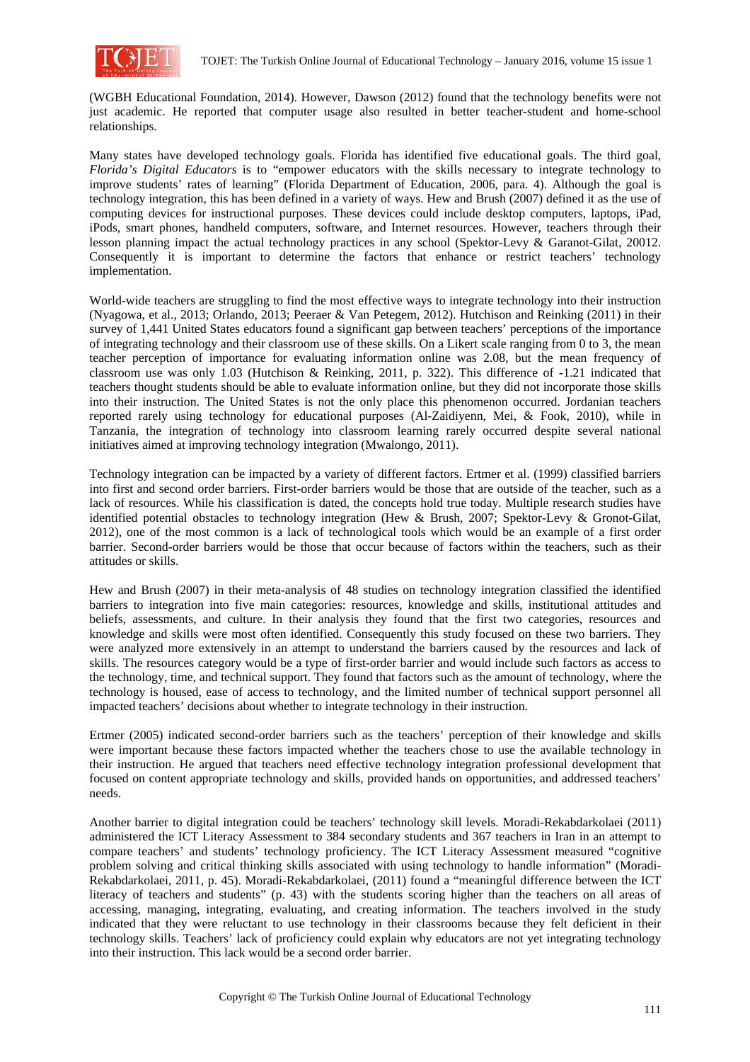(WGBH Educational Foundation, 2014). However, Dawson (2012) found that the technology benefits were not just academic. He reported that computer usage also resulted in better teacher-student and home-school relationships.

Many states have developed technology goals. Florida has identified five educational goals. The third goal, *Florida's Digital Educators* is to "empower educators with the skills necessary to integrate technology to improve students' rates of learning" (Florida Department of Education, 2006, para. 4). Although the goal is technology integration, this has been defined in a variety of ways. Hew and Brush (2007) defined it as the use of computing devices for instructional purposes. These devices could include desktop computers, laptops, iPad, iPods, smart phones, handheld computers, software, and Internet resources. However, teachers through their lesson planning impact the actual technology practices in any school (Spektor-Levy & Garanot-Gilat, 20012. Consequently it is important to determine the factors that enhance or restrict teachers' technology implementation.

World-wide teachers are struggling to find the most effective ways to integrate technology into their instruction (Nyagowa, et al., 2013; Orlando, 2013; Peeraer & Van Petegem, 2012). Hutchison and Reinking (2011) in their survey of 1,441 United States educators found a significant gap between teachers' perceptions of the importance of integrating technology and their classroom use of these skills. On a Likert scale ranging from 0 to 3, the mean teacher perception of importance for evaluating information online was 2.08, but the mean frequency of classroom use was only 1.03 (Hutchison & Reinking, 2011, p. 322). This difference of -1.21 indicated that teachers thought students should be able to evaluate information online, but they did not incorporate those skills into their instruction. The United States is not the only place this phenomenon occurred. Jordanian teachers reported rarely using technology for educational purposes (Al-Zaidiyenn, Mei, & Fook, 2010), while in Tanzania, the integration of technology into classroom learning rarely occurred despite several national initiatives aimed at improving technology integration (Mwalongo, 2011).

Technology integration can be impacted by a variety of different factors. Ertmer et al. (1999) classified barriers into first and second order barriers. First-order barriers would be those that are outside of the teacher, such as a lack of resources. While his classification is dated, the concepts hold true today. Multiple research studies have identified potential obstacles to technology integration (Hew & Brush, 2007; Spektor-Levy & Gronot-Gilat, 2012), one of the most common is a lack of technological tools which would be an example of a first order barrier. Second-order barriers would be those that occur because of factors within the teachers, such as their attitudes or skills.

Hew and Brush (2007) in their meta-analysis of 48 studies on technology integration classified the identified barriers to integration into five main categories: resources, knowledge and skills, institutional attitudes and beliefs, assessments, and culture. In their analysis they found that the first two categories, resources and knowledge and skills were most often identified. Consequently this study focused on these two barriers. They were analyzed more extensively in an attempt to understand the barriers caused by the resources and lack of skills. The resources category would be a type of first-order barrier and would include such factors as access to the technology, time, and technical support. They found that factors such as the amount of technology, where the technology is housed, ease of access to technology, and the limited number of technical support personnel all impacted teachers' decisions about whether to integrate technology in their instruction.

Ertmer (2005) indicated second-order barriers such as the teachers' perception of their knowledge and skills were important because these factors impacted whether the teachers chose to use the available technology in their instruction. He argued that teachers need effective technology integration professional development that focused on content appropriate technology and skills, provided hands on opportunities, and addressed teachers' needs.

Another barrier to digital integration could be teachers' technology skill levels. Moradi-Rekabdarkolaei (2011) administered the ICT Literacy Assessment to 384 secondary students and 367 teachers in Iran in an attempt to compare teachers' and students' technology proficiency. The ICT Literacy Assessment measured "cognitive problem solving and critical thinking skills associated with using technology to handle information" (Moradi-Rekabdarkolaei, 2011, p. 45). Moradi-Rekabdarkolaei, (2011) found a "meaningful difference between the ICT literacy of teachers and students" (p. 43) with the students scoring higher than the teachers on all areas of accessing, managing, integrating, evaluating, and creating information. The teachers involved in the study indicated that they were reluctant to use technology in their classrooms because they felt deficient in their technology skills. Teachers' lack of proficiency could explain why educators are not yet integrating technology into their instruction. This lack would be a second order barrier.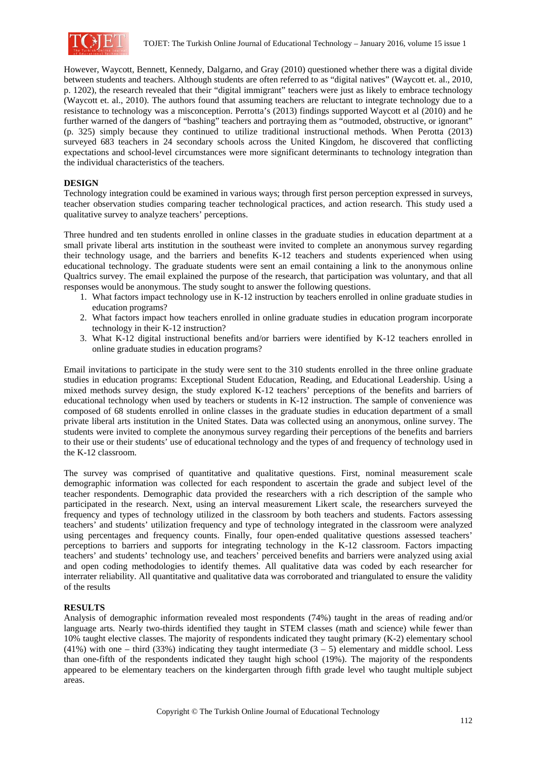However, Waycott, Bennett, Kennedy, Dalgarno, and Gray (2010) questioned whether there was a digital divide between students and teachers. Although students are often referred to as "digital natives" (Waycott et. al., 2010, p. 1202), the research revealed that their "digital immigrant" teachers were just as likely to embrace technology (Waycott et. al., 2010). The authors found that assuming teachers are reluctant to integrate technology due to a resistance to technology was a misconception. Perrotta's (2013) findings supported Waycott et al (2010) and he further warned of the dangers of "bashing" teachers and portraying them as "outmoded, obstructive, or ignorant" (p. 325) simply because they continued to utilize traditional instructional methods. When Perotta (2013) surveyed 683 teachers in 24 secondary schools across the United Kingdom, he discovered that conflicting expectations and school-level circumstances were more significant determinants to technology integration than the individual characteristics of the teachers.

## DESIGN

Technology integration could be examined in various ways; through first person perception expressed in surveys, teacher observation studies comparing teacher technological practices, and action research. This study used a qualitative survey to analyze teachers' perceptions.

Three hundred and ten students enrolled in online classes in the graduate studies in education department at a small private liberal arts institution in the southeast were invited to complete an anonymous survey regarding their technology usage, and the barriers and benefits K-12 teachers and students experienced when using educational technology. The graduate students were sent an email containing a link to the anonymous online Qualtrics survey. The email explained the purpose of the research, that participation was voluntary, and that all responses would be anonymous. The study sought to answer the following questions.

1. What factors impact technology use in K-12 instruction by teachers enrolled in online graduate studies in education programs?
2. What factors impact how teachers enrolled in online graduate studies in education program incorporate technology in their K-12 instruction?
3. What K-12 digital instructional benefits and/or barriers were identified by K-12 teachers enrolled in online graduate studies in education programs?

Email invitations to participate in the study were sent to the 310 students enrolled in the three online graduate studies in education programs: Exceptional Student Education, Reading, and Educational Leadership. Using a mixed methods survey design, the study explored K-12 teachers' perceptions of the benefits and barriers of educational technology when used by teachers or students in K-12 instruction. The sample of convenience was composed of 68 students enrolled in online classes in the graduate studies in education department of a small private liberal arts institution in the United States. Data was collected using an anonymous, online survey. The students were invited to complete the anonymous survey regarding their perceptions of the benefits and barriers to their use or their students' use of educational technology and the types of and frequency of technology used in the K-12 classroom.

The survey was comprised of quantitative and qualitative questions. First, nominal measurement scale demographic information was collected for each respondent to ascertain the grade and subject level of the teacher respondents. Demographic data provided the researchers with a rich description of the sample who participated in the research. Next, using an interval measurement Likert scale, the researchers surveyed the frequency and types of technology utilized in the classroom by both teachers and students. Factors assessing teachers' and students' utilization frequency and type of technology integrated in the classroom were analyzed using percentages and frequency counts. Finally, four open-ended qualitative questions assessed teachers' perceptions to barriers and supports for integrating technology in the K-12 classroom. Factors impacting teachers' and students' technology use, and teachers' perceived benefits and barriers were analyzed using axial and open coding methodologies to identify themes. All qualitative data was coded by each researcher for interrater reliability. All quantitative and qualitative data was corroborated and triangulated to ensure the validity of the results

## RESULTS

Analysis of demographic information revealed most respondents (74%) taught in the areas of reading and/or language arts. Nearly two-thirds identified they taught in STEM classes (math and science) while fewer than 10% taught elective classes. The majority of respondents indicated they taught primary (K-2) elementary school (41%) with one – third (33%) indicating they taught intermediate (3 – 5) elementary and middle school. Less than one-fifth of the respondents indicated they taught high school (19%). The majority of the respondents appeared to be elementary teachers on the kindergarten through fifth grade level who taught multiple subject areas.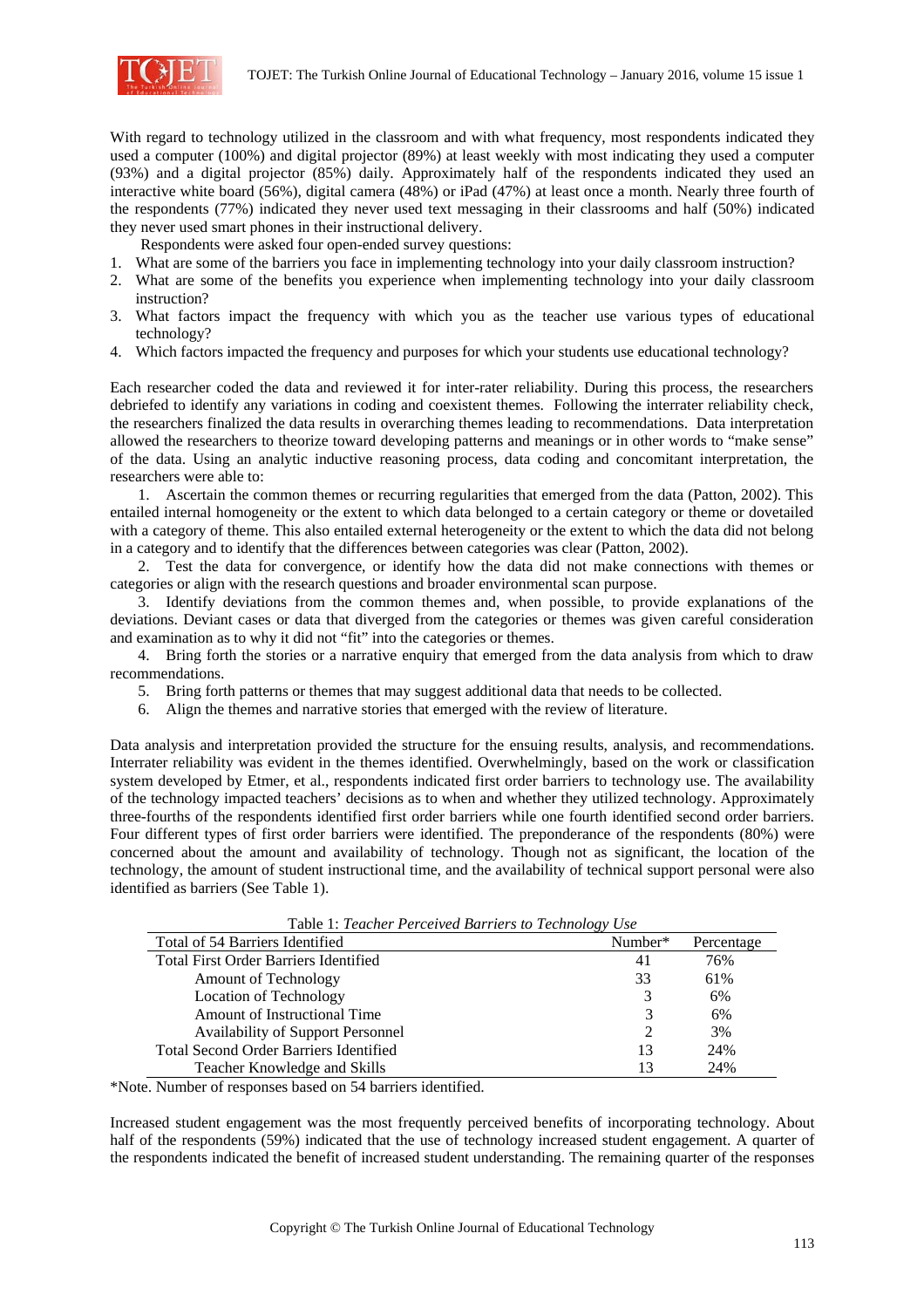With regard to technology utilized in the classroom and with what frequency, most respondents indicated they used a computer (100%) and digital projector (89%) at least weekly with most indicating they used a computer (93%) and a digital projector (85%) daily. Approximately half of the respondents indicated they used an interactive white board (56%), digital camera (48%) or iPad (47%) at least once a month. Nearly three fourth of the respondents (77%) indicated they never used text messaging in their classrooms and half (50%) indicated they never used smart phones in their instructional delivery.

Respondents were asked four open-ended survey questions:

1. What are some of the barriers you face in implementing technology into your daily classroom instruction?
2. What are some of the benefits you experience when implementing technology into your daily classroom instruction?
3. What factors impact the frequency with which you as the teacher use various types of educational technology?
4. Which factors impacted the frequency and purposes for which your students use educational technology?

Each researcher coded the data and reviewed it for inter-rater reliability. During this process, the researchers debriefed to identify any variations in coding and coexistent themes. Following the interrater reliability check, the researchers finalized the data results in overarching themes leading to recommendations. Data interpretation allowed the researchers to theorize toward developing patterns and meanings or in other words to "make sense" of the data. Using an analytic inductive reasoning process, data coding and concomitant interpretation, the researchers were able to:

1. Ascertain the common themes or recurring regularities that emerged from the data (Patton, 2002). This entailed internal homogeneity or the extent to which data belonged to a certain category or theme or dovetailed with a category of theme. This also entailed external heterogeneity or the extent to which the data did not belong in a category and to identify that the differences between categories was clear (Patton, 2002).
2. Test the data for convergence, or identify how the data did not make connections with themes or categories or align with the research questions and broader environmental scan purpose.
3. Identify deviations from the common themes and, when possible, to provide explanations of the deviations. Deviant cases or data that diverged from the categories or themes was given careful consideration and examination as to why it did not "fit" into the categories or themes.
4. Bring forth the stories or a narrative enquiry that emerged from the data analysis from which to draw recommendations.
5. Bring forth patterns or themes that may suggest additional data that needs to be collected.
6. Align the themes and narrative stories that emerged with the review of literature.

Data analysis and interpretation provided the structure for the ensuing results, analysis, and recommendations. Interrater reliability was evident in the themes identified. Overwhelmingly, based on the work or classification system developed by Etmer, et al., respondents indicated first order barriers to technology use. The availability of the technology impacted teachers' decisions as to when and whether they utilized technology. Approximately three-fourths of the respondents identified first order barriers while one fourth identified second order barriers. Four different types of first order barriers were identified. The preponderance of the respondents (80%) were concerned about the amount and availability of technology. Though not as significant, the location of the technology, the amount of student instructional time, and the availability of technical support personal were also identified as barriers (See Table 1).

Table 1: *Teacher Perceived Barriers to Technology Use*

| Total of 54 Barriers Identified | Number* | Percentage |
|---|---|---|
| Total First Order Barriers Identified | 41 | 76% |
| Amount of Technology | 33 | 61% |
| Location of Technology | 3 | 6% |
| Amount of Instructional Time | 3 | 6% |
| Availability of Support Personnel | 2 | 3% |
| Total Second Order Barriers Identified | 13 | 24% |
| Teacher Knowledge and Skills | 13 | 24% |

*Note. Number of responses based on 54 barriers identified.

Increased student engagement was the most frequently perceived benefits of incorporating technology. About half of the respondents (59%) indicated that the use of technology increased student engagement. A quarter of the respondents indicated the benefit of increased student understanding. The remaining quarter of the responses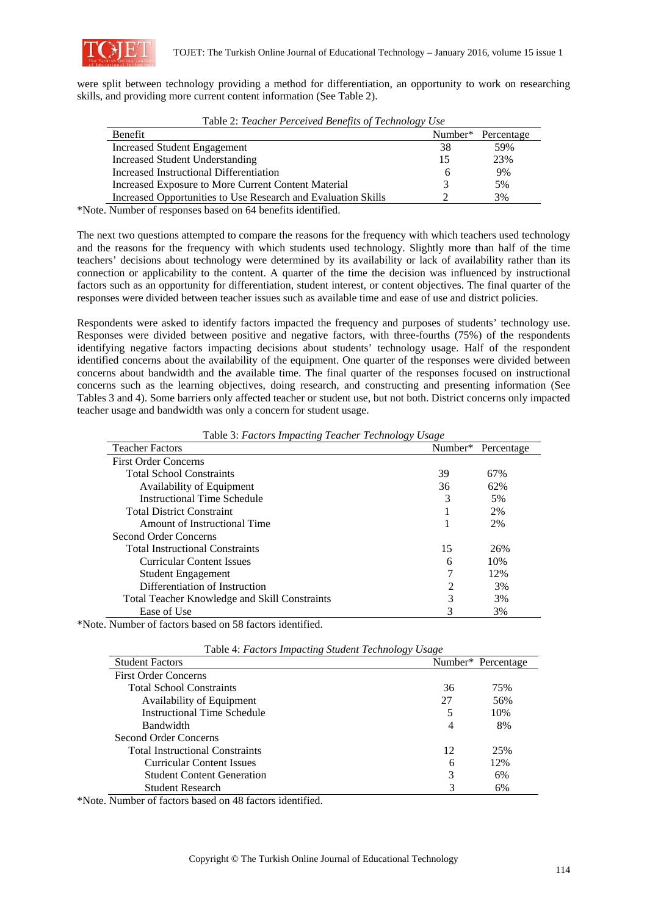were split between technology providing a method for differentiation, an opportunity to work on researching skills, and providing more current content information (See Table 2).

Table 2: *Teacher Perceived Benefits of Technology Use*

| Benefit | Number* | Percentage |
|---|---|---|
| Increased Student Engagement | 38 | 59% |
| Increased Student Understanding | 15 | 23% |
| Increased Instructional Differentiation | 6 | 9% |
| Increased Exposure to More Current Content Material | 3 | 5% |
| Increased Opportunities to Use Research and Evaluation Skills | 2 | 3% |

*Note. Number of responses based on 64 benefits identified.

The next two questions attempted to compare the reasons for the frequency with which teachers used technology and the reasons for the frequency with which students used technology. Slightly more than half of the time teachers' decisions about technology were determined by its availability or lack of availability rather than its connection or applicability to the content. A quarter of the time the decision was influenced by instructional factors such as an opportunity for differentiation, student interest, or content objectives. The final quarter of the responses were divided between teacher issues such as available time and ease of use and district policies.

Respondents were asked to identify factors impacted the frequency and purposes of students' technology use. Responses were divided between positive and negative factors, with three-fourths (75%) of the respondents identifying negative factors impacting decisions about students' technology usage. Half of the respondent identified concerns about the availability of the equipment. One quarter of the responses were divided between concerns about bandwidth and the available time. The final quarter of the responses focused on instructional concerns such as the learning objectives, doing research, and constructing and presenting information (See Tables 3 and 4). Some barriers only affected teacher or student use, but not both. District concerns only impacted teacher usage and bandwidth was only a concern for student usage.

Table 3: *Factors Impacting Teacher Technology Usage*

| Teacher Factors | Number* | Percentage |
|---|---|---|
| First Order Concerns | | |
| Total School Constraints | 39 | 67% |
| Availability of Equipment | 36 | 62% |
| Instructional Time Schedule | 3 | 5% |
| Total District Constraint | 1 | 2% |
| Amount of Instructional Time | 1 | 2% |
| Second Order Concerns | | |
| Total Instructional Constraints | 15 | 26% |
| Curricular Content Issues | 6 | 10% |
| Student Engagement | 7 | 12% |
| Differentiation of Instruction | 2 | 3% |
| Total Teacher Knowledge and Skill Constraints | 3 | 3% |
| Ease of Use | 3 | 3% |

*Note. Number of factors based on 58 factors identified.

Table 4: *Factors Impacting Student Technology Usage*

| Student Factors | Number* | Percentage |
|---|---|---|
| First Order Concerns | | |
| Total School Constraints | 36 | 75% |
| Availability of Equipment | 27 | 56% |
| Instructional Time Schedule | 5 | 10% |
| Bandwidth | 4 | 8% |
| Second Order Concerns | | |
| Total Instructional Constraints | 12 | 25% |
| Curricular Content Issues | 6 | 12% |
| Student Content Generation | 3 | 6% |
| Student Research | 3 | 6% |

*Note. Number of factors based on 48 factors identified.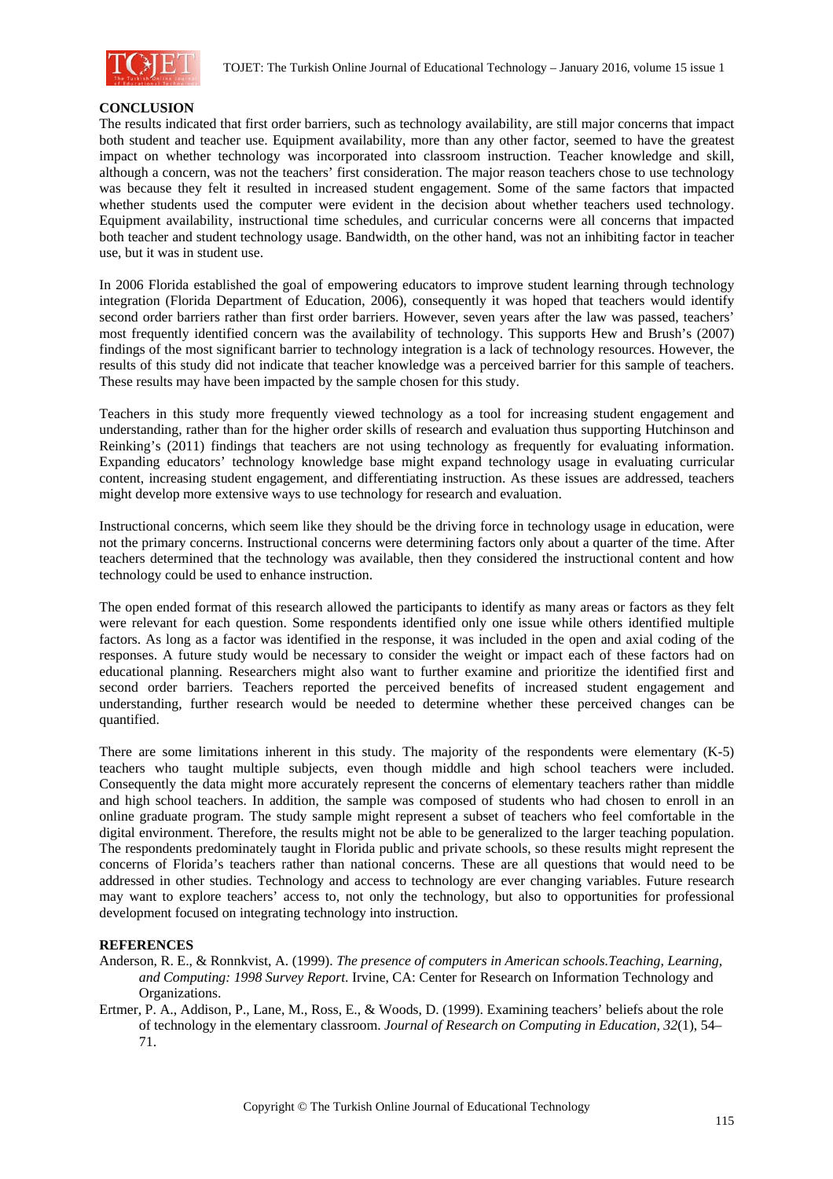## CONCLUSION

The results indicated that first order barriers, such as technology availability, are still major concerns that impact both student and teacher use. Equipment availability, more than any other factor, seemed to have the greatest impact on whether technology was incorporated into classroom instruction. Teacher knowledge and skill, although a concern, was not the teachers' first consideration. The major reason teachers chose to use technology was because they felt it resulted in increased student engagement. Some of the same factors that impacted whether students used the computer were evident in the decision about whether teachers used technology. Equipment availability, instructional time schedules, and curricular concerns were all concerns that impacted both teacher and student technology usage. Bandwidth, on the other hand, was not an inhibiting factor in teacher use, but it was in student use.

In 2006 Florida established the goal of empowering educators to improve student learning through technology integration (Florida Department of Education, 2006), consequently it was hoped that teachers would identify second order barriers rather than first order barriers. However, seven years after the law was passed, teachers' most frequently identified concern was the availability of technology. This supports Hew and Brush's (2007) findings of the most significant barrier to technology integration is a lack of technology resources. However, the results of this study did not indicate that teacher knowledge was a perceived barrier for this sample of teachers. These results may have been impacted by the sample chosen for this study.

Teachers in this study more frequently viewed technology as a tool for increasing student engagement and understanding, rather than for the higher order skills of research and evaluation thus supporting Hutchinson and Reinking's (2011) findings that teachers are not using technology as frequently for evaluating information. Expanding educators' technology knowledge base might expand technology usage in evaluating curricular content, increasing student engagement, and differentiating instruction. As these issues are addressed, teachers might develop more extensive ways to use technology for research and evaluation.

Instructional concerns, which seem like they should be the driving force in technology usage in education, were not the primary concerns. Instructional concerns were determining factors only about a quarter of the time. After teachers determined that the technology was available, then they considered the instructional content and how technology could be used to enhance instruction.

The open ended format of this research allowed the participants to identify as many areas or factors as they felt were relevant for each question. Some respondents identified only one issue while others identified multiple factors. As long as a factor was identified in the response, it was included in the open and axial coding of the responses. A future study would be necessary to consider the weight or impact each of these factors had on educational planning. Researchers might also want to further examine and prioritize the identified first and second order barriers. Teachers reported the perceived benefits of increased student engagement and understanding, further research would be needed to determine whether these perceived changes can be quantified.

There are some limitations inherent in this study. The majority of the respondents were elementary (K-5) teachers who taught multiple subjects, even though middle and high school teachers were included. Consequently the data might more accurately represent the concerns of elementary teachers rather than middle and high school teachers. In addition, the sample was composed of students who had chosen to enroll in an online graduate program. The study sample might represent a subset of teachers who feel comfortable in the digital environment. Therefore, the results might not be able to be generalized to the larger teaching population. The respondents predominately taught in Florida public and private schools, so these results might represent the concerns of Florida's teachers rather than national concerns. These are all questions that would need to be addressed in other studies. Technology and access to technology are ever changing variables. Future research may want to explore teachers' access to, not only the technology, but also to opportunities for professional development focused on integrating technology into instruction.

## REFERENCES

Anderson, R. E., & Ronnkvist, A. (1999). *The presence of computers in American schools.Teaching, Learning, and Computing: 1998 Survey Report.* Irvine, CA: Center for Research on Information Technology and Organizations.

Ertmer, P. A., Addison, P., Lane, M., Ross, E., & Woods, D. (1999). Examining teachers' beliefs about the role of technology in the elementary classroom. *Journal of Research on Computing in Education, 32*(1), 54–71.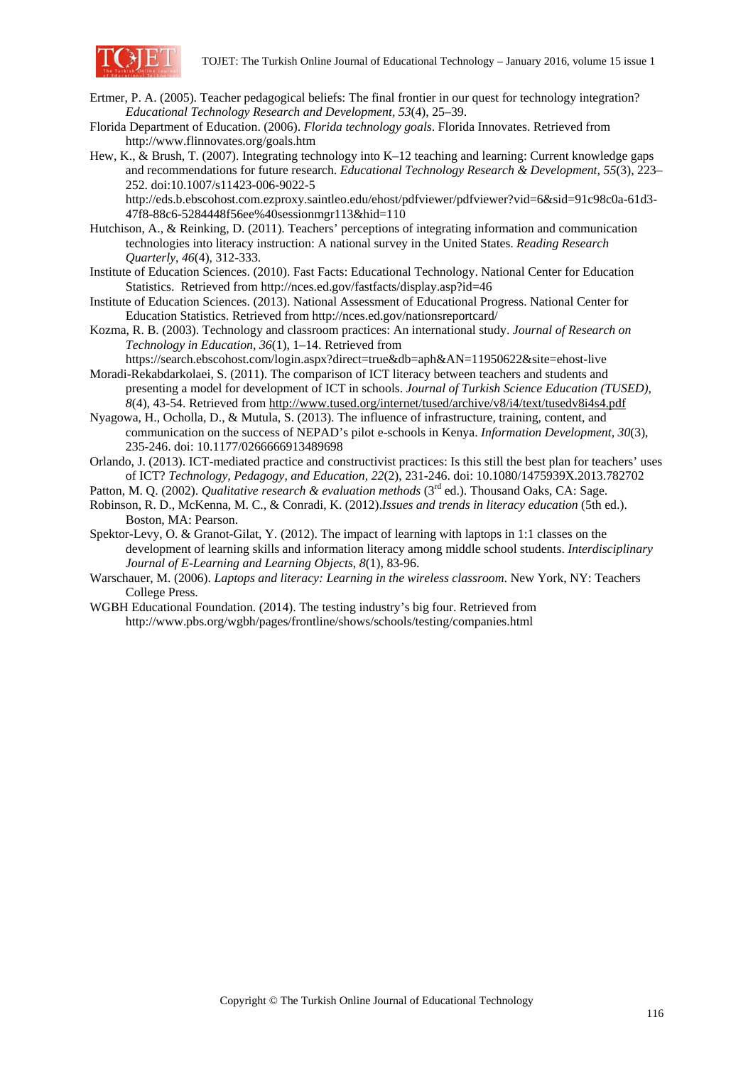Ertmer, P. A. (2005). Teacher pedagogical beliefs: The final frontier in our quest for technology integration? *Educational Technology Research and Development, 53*(4), 25–39.

Florida Department of Education. (2006). *Florida technology goals*. Florida Innovates. Retrieved from http://www.flinnovates.org/goals.htm

Hew, K., & Brush, T. (2007). Integrating technology into K–12 teaching and learning: Current knowledge gaps and recommendations for future research. *Educational Technology Research & Development, 55*(3), 223–252. doi:10.1007/s11423-006-9022-5 http://eds.b.ebscohost.com.ezproxy.saintleo.edu/ehost/pdfviewer/pdfviewer?vid=6&sid=91c98c0a-61d3-47f8-88c6-5284448f56ee%40sessionmgr113&hid=110

Hutchison, A., & Reinking, D. (2011). Teachers' perceptions of integrating information and communication technologies into literacy instruction: A national survey in the United States. *Reading Research Quarterly*, *46*(4), 312-333.

Institute of Education Sciences. (2010). Fast Facts: Educational Technology. National Center for Education Statistics. Retrieved from http://nces.ed.gov/fastfacts/display.asp?id=46

Institute of Education Sciences. (2013). National Assessment of Educational Progress. National Center for Education Statistics. Retrieved from http://nces.ed.gov/nationsreportcard/

Kozma, R. B. (2003). Technology and classroom practices: An international study. *Journal of Research on Technology in Education, 36*(1), 1–14. Retrieved from https://search.ebscohost.com/login.aspx?direct=true&db=aph&AN=11950622&site=ehost-live

Moradi-Rekabdarkolaei, S. (2011). The comparison of ICT literacy between teachers and students and presenting a model for development of ICT in schools. *Journal of Turkish Science Education (TUSED), 8*(4), 43-54. Retrieved from http://www.tused.org/internet/tused/archive/v8/i4/text/tusedv8i4s4.pdf

Nyagowa, H., Ocholla, D., & Mutula, S. (2013). The influence of infrastructure, training, content, and communication on the success of NEPAD's pilot e-schools in Kenya. *Information Development, 30*(3), 235-246. doi: 10.1177/0266666913489698

Orlando, J. (2013). ICT-mediated practice and constructivist practices: Is this still the best plan for teachers' uses of ICT? *Technology, Pedagogy, and Education, 22*(2), 231-246. doi: 10.1080/1475939X.2013.782702

Patton, M. Q. (2002). *Qualitative research & evaluation methods* (3rd ed.). Thousand Oaks, CA: Sage.

Robinson, R. D., McKenna, M. C., & Conradi, K. (2012).*Issues and trends in literacy education* (5th ed.). Boston, MA: Pearson.

Spektor-Levy, O. & Granot-Gilat, Y. (2012). The impact of learning with laptops in 1:1 classes on the development of learning skills and information literacy among middle school students. *Interdisciplinary Journal of E-Learning and Learning Objects, 8*(1), 83-96.

Warschauer, M. (2006). *Laptops and literacy: Learning in the wireless classroom*. New York, NY: Teachers College Press.

WGBH Educational Foundation. (2014). The testing industry's big four. Retrieved from http://www.pbs.org/wgbh/pages/frontline/shows/schools/testing/companies.html